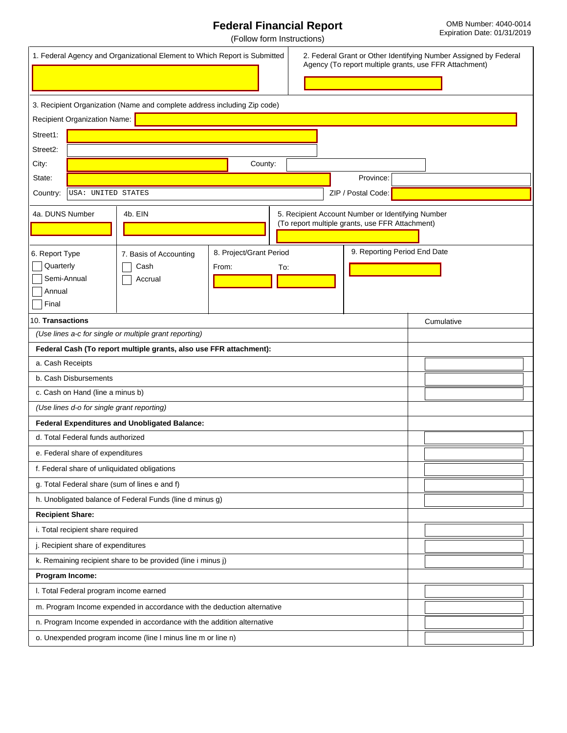# Federal Financial Report

(Follow form Instructions)

OMB Number: 4040-0014
Expiration Date: 01/31/2019

1. Federal Agency and Organizational Element to Which Report is Submitted

2. Federal Grant or Other Identifying Number Assigned by Federal Agency (To report multiple grants, use FFR Attachment)

3. Recipient Organization (Name and complete address including Zip code)

Recipient Organization Name:

Street1:

Street2:

City:

County:

State:

Province:

Country: USA: UNITED STATES

ZIP / Postal Code:

4a. DUNS Number

4b. EIN

5. Recipient Account Number or Identifying Number (To report multiple grants, use FFR Attachment)

6. Report Type
- ☐ Quarterly
- ☐ Semi-Annual
- ☐ Annual
- ☐ Final

7. Basis of Accounting
- ☐ Cash
- ☐ Accrual

8. Project/Grant Period
From: To:

9. Reporting Period End Date

| 10. **Transactions** | Cumulative |
|---|---|
| *(Use lines a-c for single or multiple grant reporting)* | |
| **Federal Cash (To report multiple grants, also use FFR attachment):** | |
| a. Cash Receipts | |
| b. Cash Disbursements | |
| c. Cash on Hand (line a minus b) | |
| *(Use lines d-o for single grant reporting)* | |
| **Federal Expenditures and Unobligated Balance:** | |
| d. Total Federal funds authorized | |
| e. Federal share of expenditures | |
| f. Federal share of unliquidated obligations | |
| g. Total Federal share (sum of lines e and f) | |
| h. Unobligated balance of Federal Funds (line d minus g) | |
| **Recipient Share:** | |
| i. Total recipient share required | |
| j. Recipient share of expenditures | |
| k. Remaining recipient share to be provided (line i minus j) | |
| **Program Income:** | |
| l. Total Federal program income earned | |
| m. Program Income expended in accordance with the deduction alternative | |
| n. Program Income expended in accordance with the addition alternative | |
| o. Unexpended program income (line l minus line m or line n) | |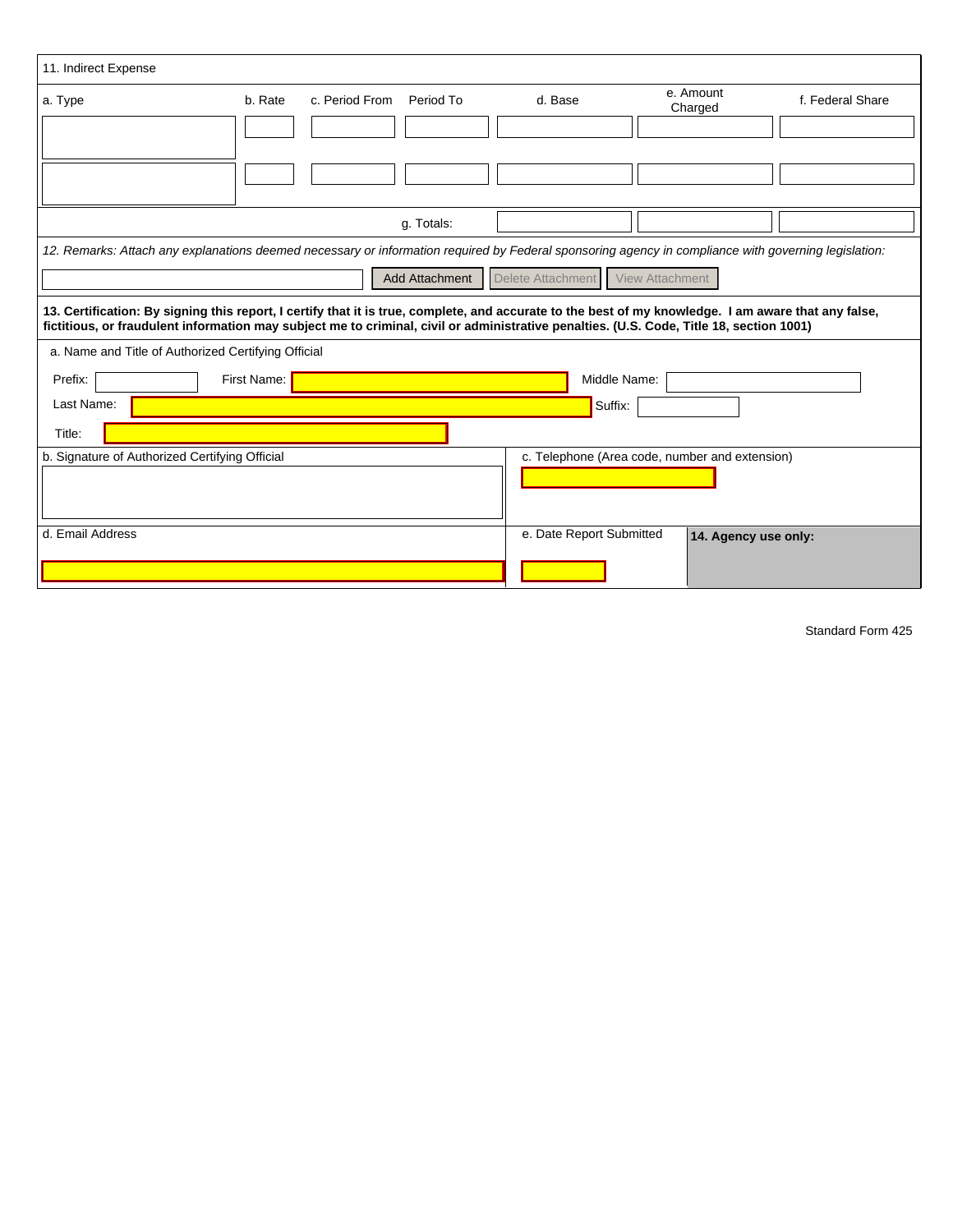11. Indirect Expense

| a. Type | b. Rate | c. Period From | Period To | d. Base | e. Amount Charged | f. Federal Share |
| --- | --- | --- | --- | --- | --- | --- |
| | | | | | | |
| | | | | | | |
| | | | g. Totals: | | | |

*12. Remarks: Attach any explanations deemed necessary or information required by Federal sponsoring agency in compliance with governing legislation:*

Add Attachment | Delete Attachment | View Attachment

**13. Certification: By signing this report, I certify that it is true, complete, and accurate to the best of my knowledge. I am aware that any false, fictitious, or fraudulent information may subject me to criminal, civil or administrative penalties. (U.S. Code, Title 18, section 1001)**

a. Name and Title of Authorized Certifying Official

Prefix:

First Name:

Middle Name:

Last Name:

Suffix:

Title:

b. Signature of Authorized Certifying Official

c. Telephone (Area code, number and extension)

d. Email Address

e. Date Report Submitted

**14. Agency use only:**

Standard Form 425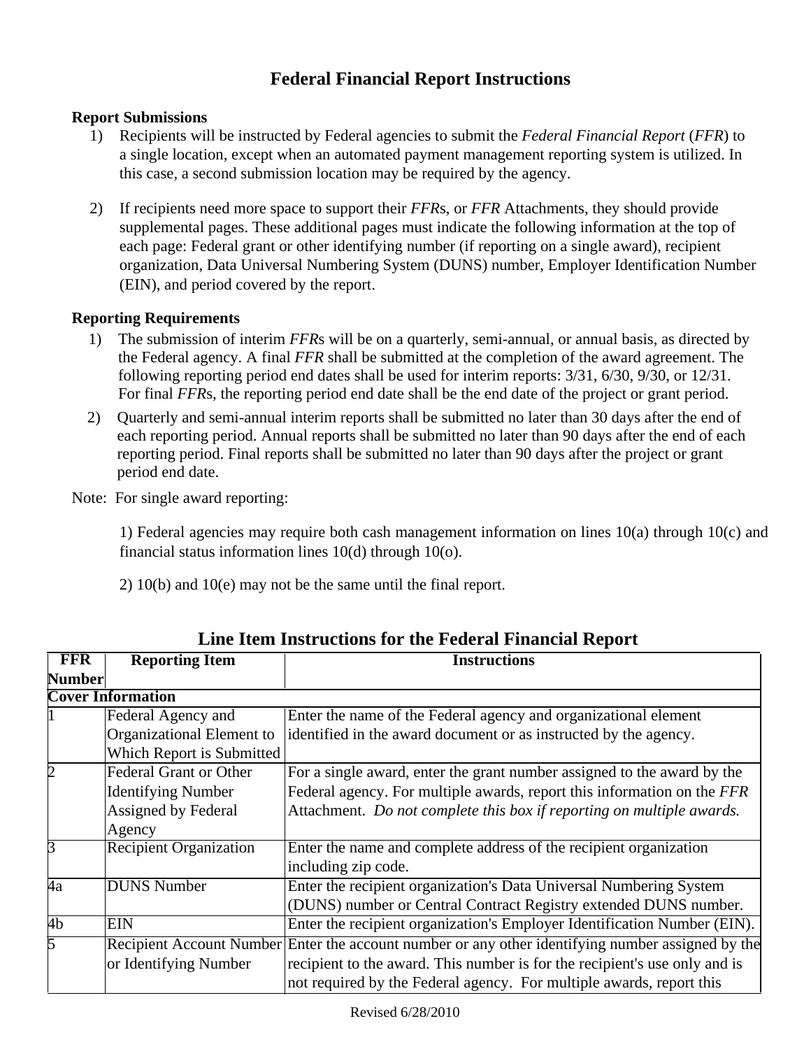# Federal Financial Report Instructions

**Report Submissions**

1) Recipients will be instructed by Federal agencies to submit the *Federal Financial Report* (*FFR*) to a single location, except when an automated payment management reporting system is utilized. In this case, a second submission location may be required by the agency.

2) If recipients need more space to support their *FFR*s, or *FFR* Attachments, they should provide supplemental pages. These additional pages must indicate the following information at the top of each page: Federal grant or other identifying number (if reporting on a single award), recipient organization, Data Universal Numbering System (DUNS) number, Employer Identification Number (EIN), and period covered by the report.

**Reporting Requirements**

1) The submission of interim *FFR*s will be on a quarterly, semi-annual, or annual basis, as directed by the Federal agency. A final *FFR* shall be submitted at the completion of the award agreement. The following reporting period end dates shall be used for interim reports: 3/31, 6/30, 9/30, or 12/31. For final *FFR*s, the reporting period end date shall be the end date of the project or grant period.
2) Quarterly and semi-annual interim reports shall be submitted no later than 30 days after the end of each reporting period. Annual reports shall be submitted no later than 90 days after the end of each reporting period. Final reports shall be submitted no later than 90 days after the project or grant period end date.

Note: For single award reporting:

1) Federal agencies may require both cash management information on lines 10(a) through 10(c) and financial status information lines 10(d) through 10(o).

2) 10(b) and 10(e) may not be the same until the final report.

## Line Item Instructions for the Federal Financial Report

| FFR Number | Reporting Item | Instructions |
|---|---|---|
| **Cover Information** | | |
| 1 | Federal Agency and Organizational Element to Which Report is Submitted | Enter the name of the Federal agency and organizational element identified in the award document or as instructed by the agency. |
| 2 | Federal Grant or Other Identifying Number Assigned by Federal Agency | For a single award, enter the grant number assigned to the award by the Federal agency. For multiple awards, report this information on the *FFR* Attachment. *Do not complete this box if reporting on multiple awards.* |
| 3 | Recipient Organization | Enter the name and complete address of the recipient organization including zip code. |
| 4a | DUNS Number | Enter the recipient organization's Data Universal Numbering System (DUNS) number or Central Contract Registry extended DUNS number. |
| 4b | EIN | Enter the recipient organization's Employer Identification Number (EIN). |
| 5 | Recipient Account Number or Identifying Number | Enter the account number or any other identifying number assigned by the recipient to the award. This number is for the recipient's use only and is not required by the Federal agency. For multiple awards, report this |

Revised 6/28/2010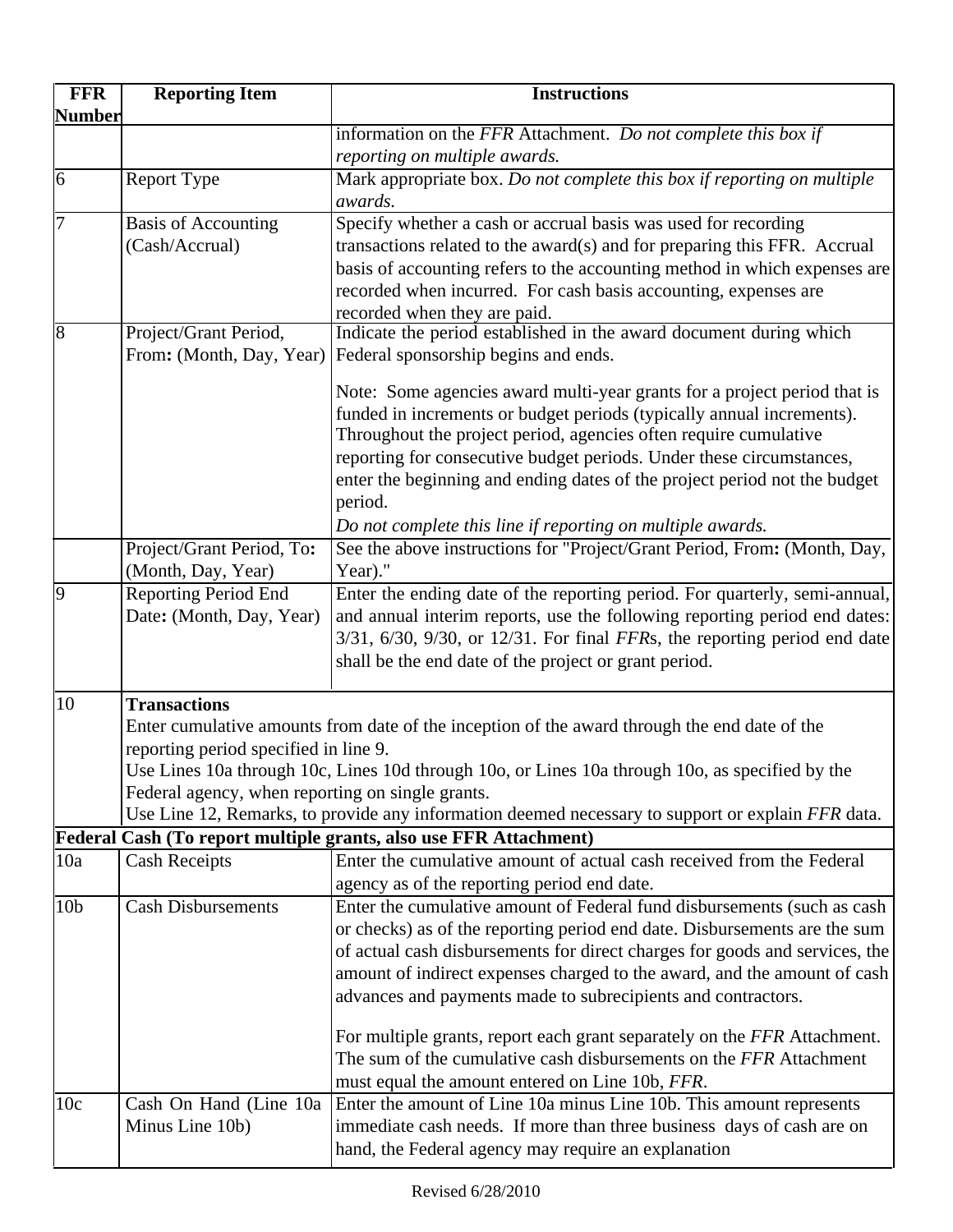| FFR Number | Reporting Item | Instructions |
|---|---|---|
| | | information on the *FFR* Attachment. *Do not complete this box if reporting on multiple awards.* |
| 6 | Report Type | Mark appropriate box. *Do not complete this box if reporting on multiple awards.* |
| 7 | Basis of Accounting (Cash/Accrual) | Specify whether a cash or accrual basis was used for recording transactions related to the award(s) and for preparing this FFR. Accrual basis of accounting refers to the accounting method in which expenses are recorded when incurred. For cash basis accounting, expenses are recorded when they are paid. |
| 8 | Project/Grant Period, From**:** (Month, Day, Year) | Indicate the period established in the award document during which Federal sponsorship begins and ends.<br><br>Note: Some agencies award multi-year grants for a project period that is funded in increments or budget periods (typically annual increments). Throughout the project period, agencies often require cumulative reporting for consecutive budget periods. Under these circumstances, enter the beginning and ending dates of the project period not the budget period.<br>*Do not complete this line if reporting on multiple awards.* |
| | Project/Grant Period, To**:** (Month, Day, Year) | See the above instructions for "Project/Grant Period, From**:** (Month, Day, Year)." |
| 9 | Reporting Period End Date**:** (Month, Day, Year) | Enter the ending date of the reporting period. For quarterly, semi-annual, and annual interim reports, use the following reporting period end dates: 3/31, 6/30, 9/30, or 12/31. For final *FFR*s, the reporting period end date shall be the end date of the project or grant period. |
| 10 | **Transactions**<br>Enter cumulative amounts from date of the inception of the award through the end date of the reporting period specified in line 9.<br>Use Lines 10a through 10c, Lines 10d through 10o, or Lines 10a through 10o, as specified by the Federal agency, when reporting on single grants.<br>Use Line 12, Remarks, to provide any information deemed necessary to support or explain *FFR* data. | |
| **Federal Cash (To report multiple grants, also use FFR Attachment)** | | |
| 10a | Cash Receipts | Enter the cumulative amount of actual cash received from the Federal agency as of the reporting period end date. |
| 10b | Cash Disbursements | Enter the cumulative amount of Federal fund disbursements (such as cash or checks) as of the reporting period end date. Disbursements are the sum of actual cash disbursements for direct charges for goods and services, the amount of indirect expenses charged to the award, and the amount of cash advances and payments made to subrecipients and contractors.<br><br>For multiple grants, report each grant separately on the *FFR* Attachment. The sum of the cumulative cash disbursements on the *FFR* Attachment must equal the amount entered on Line 10b, *FFR*. |
| 10c | Cash On Hand (Line 10a Minus Line 10b) | Enter the amount of Line 10a minus Line 10b. This amount represents immediate cash needs. If more than three business days of cash are on hand, the Federal agency may require an explanation |

Revised 6/28/2010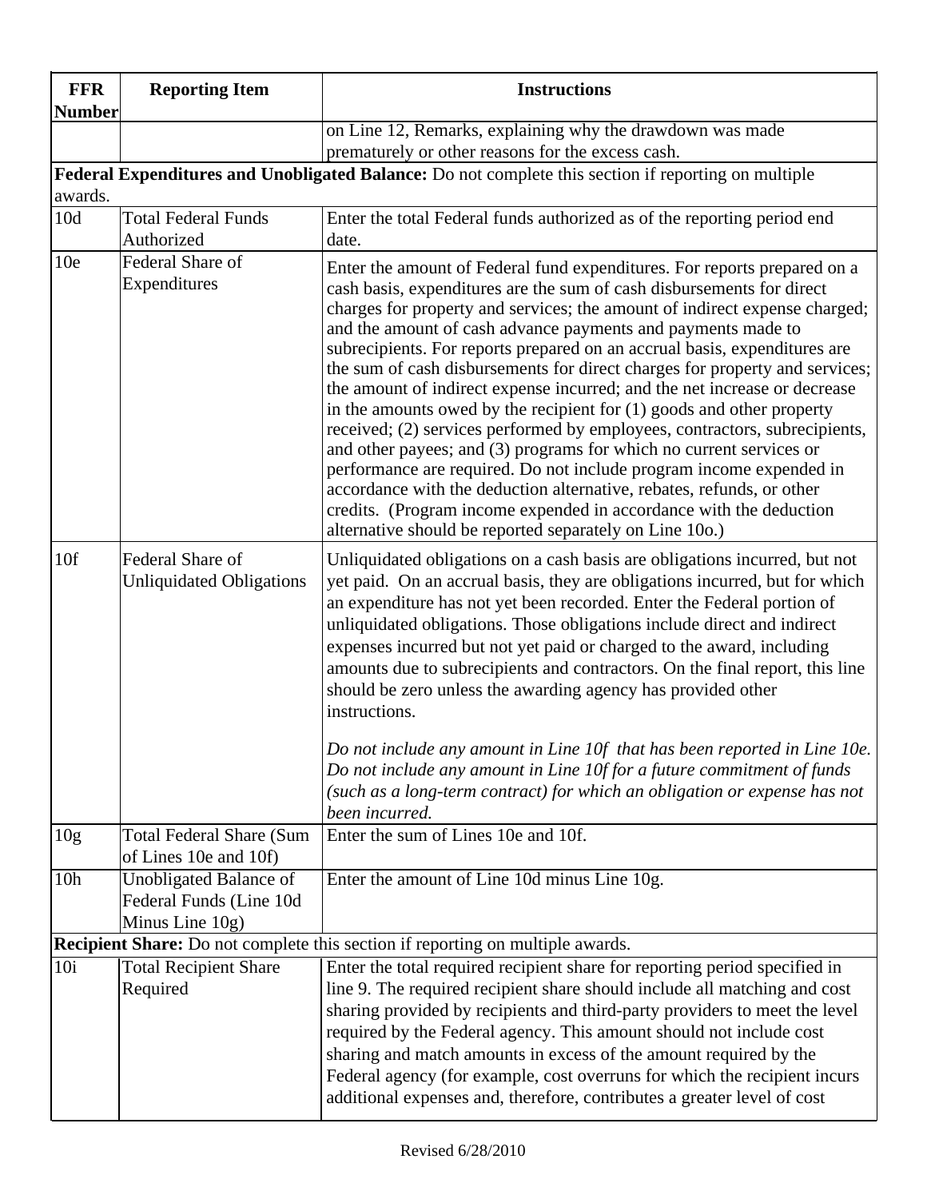| FFR Number | Reporting Item | Instructions |
|---|---|---|
| | | on Line 12, Remarks, explaining why the drawdown was made prematurely or other reasons for the excess cash. |
| **Federal Expenditures and Unobligated Balance:** Do not complete this section if reporting on multiple awards. | | |
| 10d | Total Federal Funds Authorized | Enter the total Federal funds authorized as of the reporting period end date. |
| 10e | Federal Share of Expenditures | Enter the amount of Federal fund expenditures. For reports prepared on a cash basis, expenditures are the sum of cash disbursements for direct charges for property and services; the amount of indirect expense charged; and the amount of cash advance payments and payments made to subrecipients. For reports prepared on an accrual basis, expenditures are the sum of cash disbursements for direct charges for property and services; the amount of indirect expense incurred; and the net increase or decrease in the amounts owed by the recipient for (1) goods and other property received; (2) services performed by employees, contractors, subrecipients, and other payees; and (3) programs for which no current services or performance are required. Do not include program income expended in accordance with the deduction alternative, rebates, refunds, or other credits. (Program income expended in accordance with the deduction alternative should be reported separately on Line 10o.) |
| 10f | Federal Share of Unliquidated Obligations | Unliquidated obligations on a cash basis are obligations incurred, but not yet paid. On an accrual basis, they are obligations incurred, but for which an expenditure has not yet been recorded. Enter the Federal portion of unliquidated obligations. Those obligations include direct and indirect expenses incurred but not yet paid or charged to the award, including amounts due to subrecipients and contractors. On the final report, this line should be zero unless the awarding agency has provided other instructions.<br><br>*Do not include any amount in Line 10f that has been reported in Line 10e. Do not include any amount in Line 10f for a future commitment of funds (such as a long-term contract) for which an obligation or expense has not been incurred.* |
| 10g | Total Federal Share (Sum of Lines 10e and 10f) | Enter the sum of Lines 10e and 10f. |
| 10h | Unobligated Balance of Federal Funds (Line 10d Minus Line 10g) | Enter the amount of Line 10d minus Line 10g. |
| **Recipient Share:** Do not complete this section if reporting on multiple awards. | | |
| 10i | Total Recipient Share Required | Enter the total required recipient share for reporting period specified in line 9. The required recipient share should include all matching and cost sharing provided by recipients and third-party providers to meet the level required by the Federal agency. This amount should not include cost sharing and match amounts in excess of the amount required by the Federal agency (for example, cost overruns for which the recipient incurs additional expenses and, therefore, contributes a greater level of cost |

Revised 6/28/2010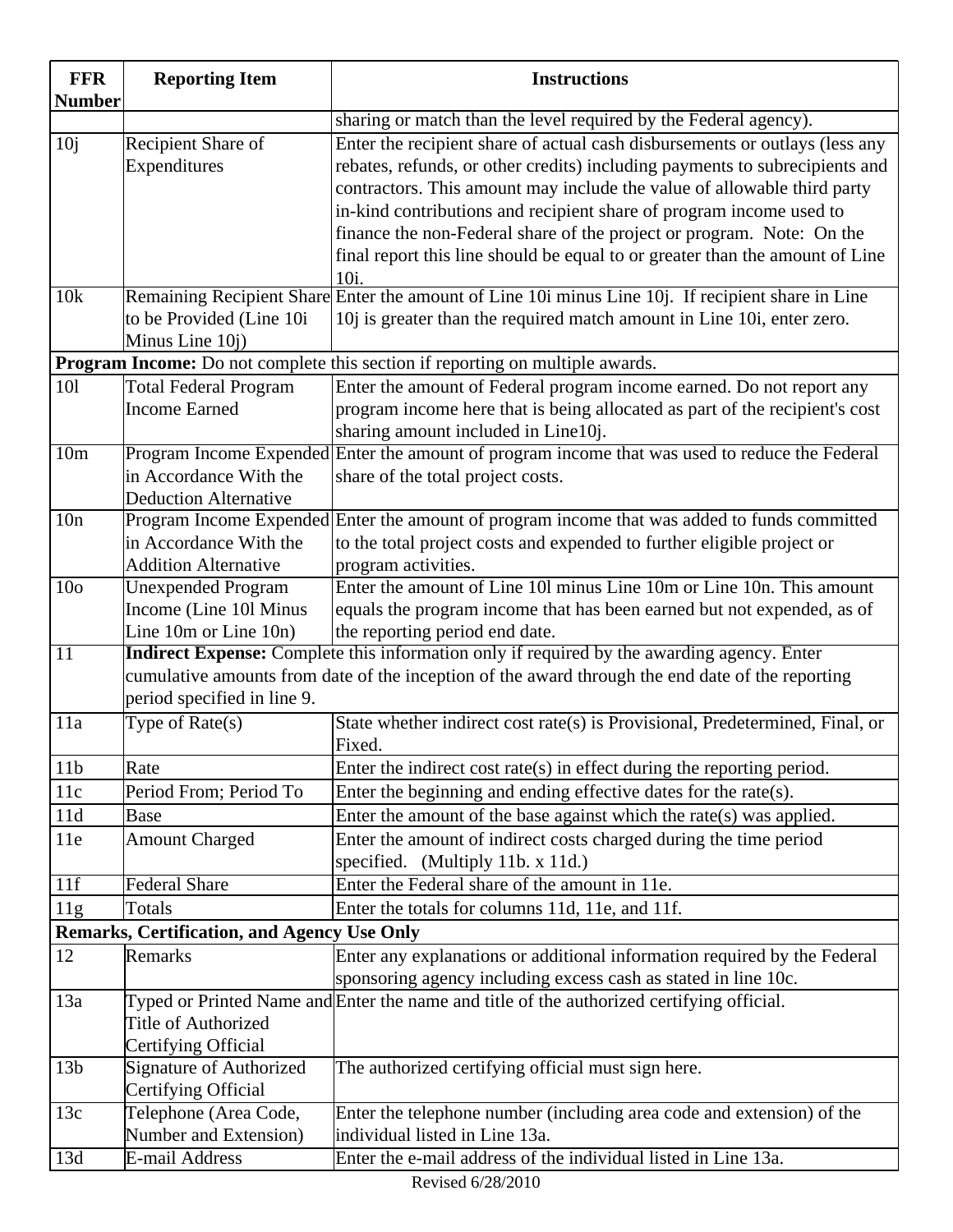| FFR Number | Reporting Item | Instructions |
|---|---|---|
| | | sharing or match than the level required by the Federal agency). |
| 10j | Recipient Share of Expenditures | Enter the recipient share of actual cash disbursements or outlays (less any rebates, refunds, or other credits) including payments to subrecipients and contractors. This amount may include the value of allowable third party in-kind contributions and recipient share of program income used to finance the non-Federal share of the project or program. Note: On the final report this line should be equal to or greater than the amount of Line 10i. |
| 10k | Remaining Recipient Share to be Provided (Line 10i Minus Line 10j) | Enter the amount of Line 10i minus Line 10j. If recipient share in Line 10j is greater than the required match amount in Line 10i, enter zero. |
| **Program Income:** Do not complete this section if reporting on multiple awards. | | |
| 10l | Total Federal Program Income Earned | Enter the amount of Federal program income earned. Do not report any program income here that is being allocated as part of the recipient's cost sharing amount included in Line10j. |
| 10m | Program Income Expended in Accordance With the Deduction Alternative | Enter the amount of program income that was used to reduce the Federal share of the total project costs. |
| 10n | Program Income Expended in Accordance With the Addition Alternative | Enter the amount of program income that was added to funds committed to the total project costs and expended to further eligible project or program activities. |
| 10o | Unexpended Program Income (Line 10l Minus Line 10m or Line 10n) | Enter the amount of Line 10l minus Line 10m or Line 10n. This amount equals the program income that has been earned but not expended, as of the reporting period end date. |
| 11 | **Indirect Expense:** Complete this information only if required by the awarding agency. Enter cumulative amounts from date of the inception of the award through the end date of the reporting period specified in line 9. | |
| 11a | Type of Rate(s) | State whether indirect cost rate(s) is Provisional, Predetermined, Final, or Fixed. |
| 11b | Rate | Enter the indirect cost rate(s) in effect during the reporting period. |
| 11c | Period From; Period To | Enter the beginning and ending effective dates for the rate(s). |
| 11d | Base | Enter the amount of the base against which the rate(s) was applied. |
| 11e | Amount Charged | Enter the amount of indirect costs charged during the time period specified. (Multiply 11b. x 11d.) |
| 11f | Federal Share | Enter the Federal share of the amount in 11e. |
| 11g | Totals | Enter the totals for columns 11d, 11e, and 11f. |
| **Remarks, Certification, and Agency Use Only** | | |
| 12 | Remarks | Enter any explanations or additional information required by the Federal sponsoring agency including excess cash as stated in line 10c. |
| 13a | Typed or Printed Name and Title of Authorized Certifying Official | Enter the name and title of the authorized certifying official. |
| 13b | Signature of Authorized Certifying Official | The authorized certifying official must sign here. |
| 13c | Telephone (Area Code, Number and Extension) | Enter the telephone number (including area code and extension) of the individual listed in Line 13a. |
| 13d | E-mail Address | Enter the e-mail address of the individual listed in Line 13a. |

Revised 6/28/2010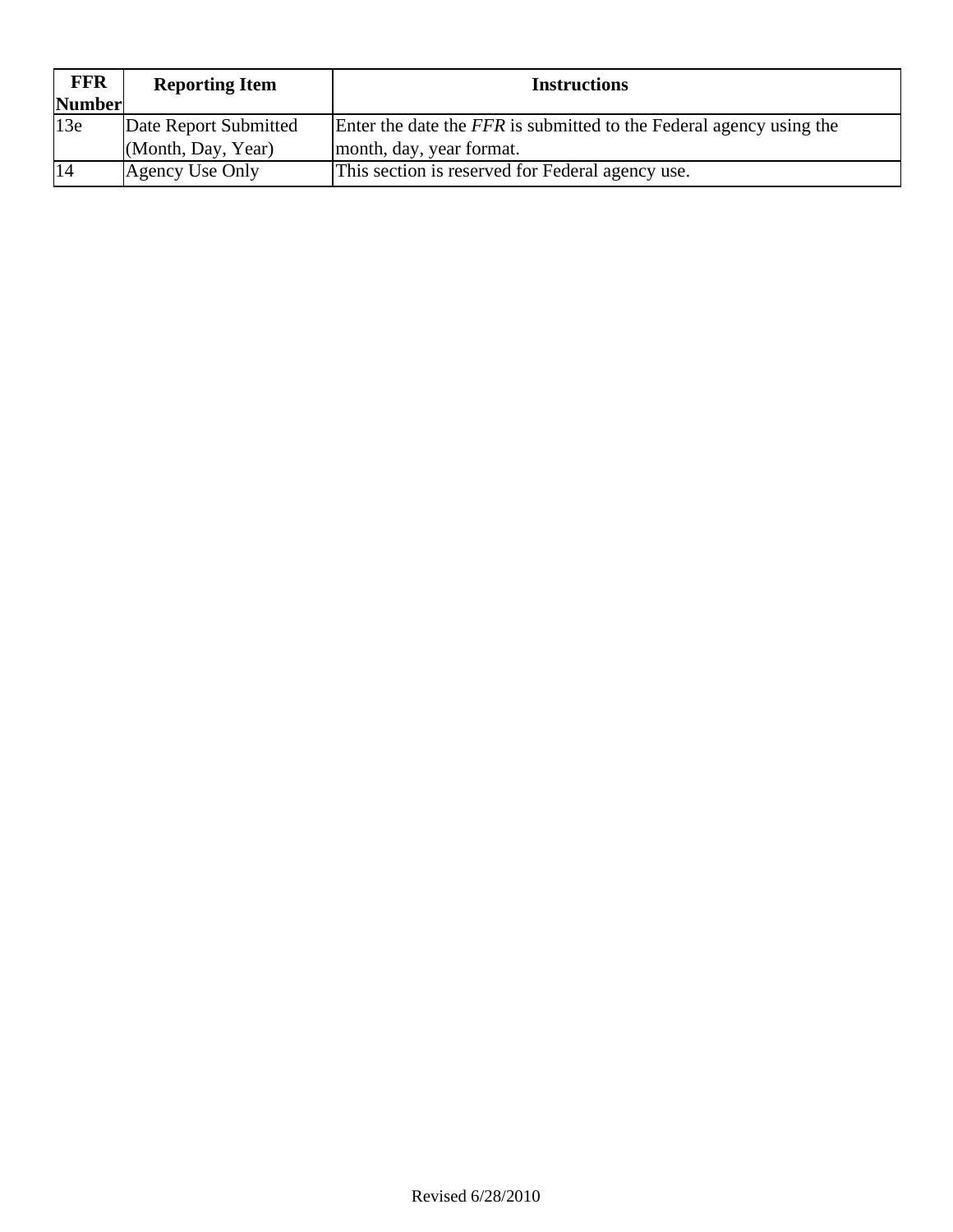| FFR Number | Reporting Item | Instructions |
|---|---|---|
| 13e | Date Report Submitted (Month, Day, Year) | Enter the date the *FFR* is submitted to the Federal agency using the month, day, year format. |
| 14 | Agency Use Only | This section is reserved for Federal agency use. |

Revised 6/28/2010